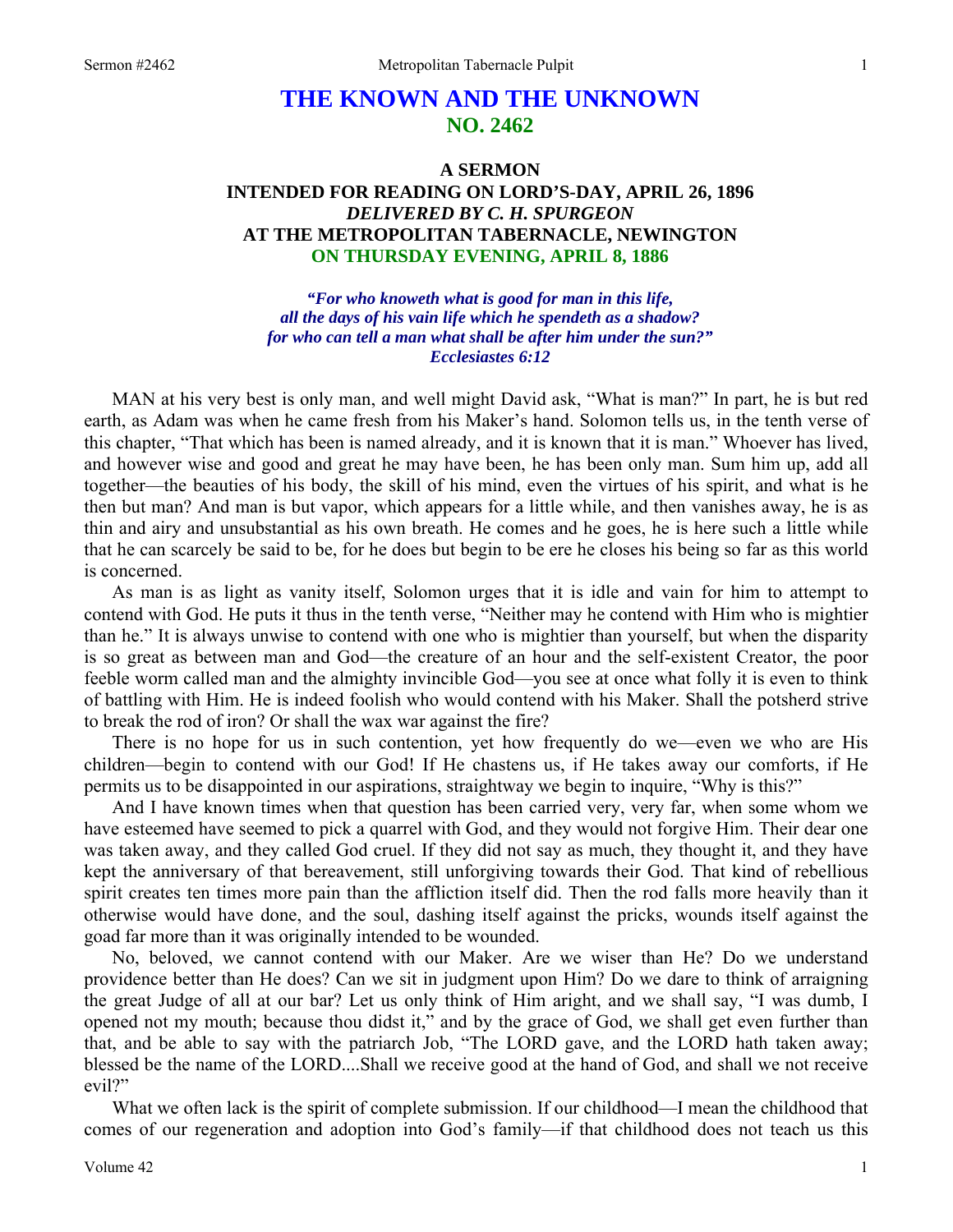# THE KNOWN AND THE UNKNOWN
## NO. 2462

### A SERMON
### INTENDED FOR READING ON LORD'S-DAY, APRIL 26, 1896
### *DELIVERED BY C. H. SPURGEON*
### AT THE METROPOLITAN TABERNACLE, NEWINGTON
### ON THURSDAY EVENING, APRIL 8, 1886

*"For who knoweth what is good for man in this life,*
*all the days of his vain life which he spendeth as a shadow?*
*for who can tell a man what shall be after him under the sun?"*
*Ecclesiastes 6:12*

MAN at his very best is only man, and well might David ask, "What is man?" In part, he is but red earth, as Adam was when he came fresh from his Maker's hand. Solomon tells us, in the tenth verse of this chapter, "That which has been is named already, and it is known that it is man." Whoever has lived, and however wise and good and great he may have been, he has been only man. Sum him up, add all together—the beauties of his body, the skill of his mind, even the virtues of his spirit, and what is he then but man? And man is but vapor, which appears for a little while, and then vanishes away, he is as thin and airy and unsubstantial as his own breath. He comes and he goes, he is here such a little while that he can scarcely be said to be, for he does but begin to be ere he closes his being so far as this world is concerned.

As man is as light as vanity itself, Solomon urges that it is idle and vain for him to attempt to contend with God. He puts it thus in the tenth verse, "Neither may he contend with Him who is mightier than he." It is always unwise to contend with one who is mightier than yourself, but when the disparity is so great as between man and God—the creature of an hour and the self-existent Creator, the poor feeble worm called man and the almighty invincible God—you see at once what folly it is even to think of battling with Him. He is indeed foolish who would contend with his Maker. Shall the potsherd strive to break the rod of iron? Or shall the wax war against the fire?

There is no hope for us in such contention, yet how frequently do we—even we who are His children—begin to contend with our God! If He chastens us, if He takes away our comforts, if He permits us to be disappointed in our aspirations, straightway we begin to inquire, "Why is this?"

And I have known times when that question has been carried very, very far, when some whom we have esteemed have seemed to pick a quarrel with God, and they would not forgive Him. Their dear one was taken away, and they called God cruel. If they did not say as much, they thought it, and they have kept the anniversary of that bereavement, still unforgiving towards their God. That kind of rebellious spirit creates ten times more pain than the affliction itself did. Then the rod falls more heavily than it otherwise would have done, and the soul, dashing itself against the pricks, wounds itself against the goad far more than it was originally intended to be wounded.

No, beloved, we cannot contend with our Maker. Are we wiser than He? Do we understand providence better than He does? Can we sit in judgment upon Him? Do we dare to think of arraigning the great Judge of all at our bar? Let us only think of Him aright, and we shall say, "I was dumb, I opened not my mouth; because thou didst it," and by the grace of God, we shall get even further than that, and be able to say with the patriarch Job, "The LORD gave, and the LORD hath taken away; blessed be the name of the LORD....Shall we receive good at the hand of God, and shall we not receive evil?"

What we often lack is the spirit of complete submission. If our childhood—I mean the childhood that comes of our regeneration and adoption into God's family—if that childhood does not teach us this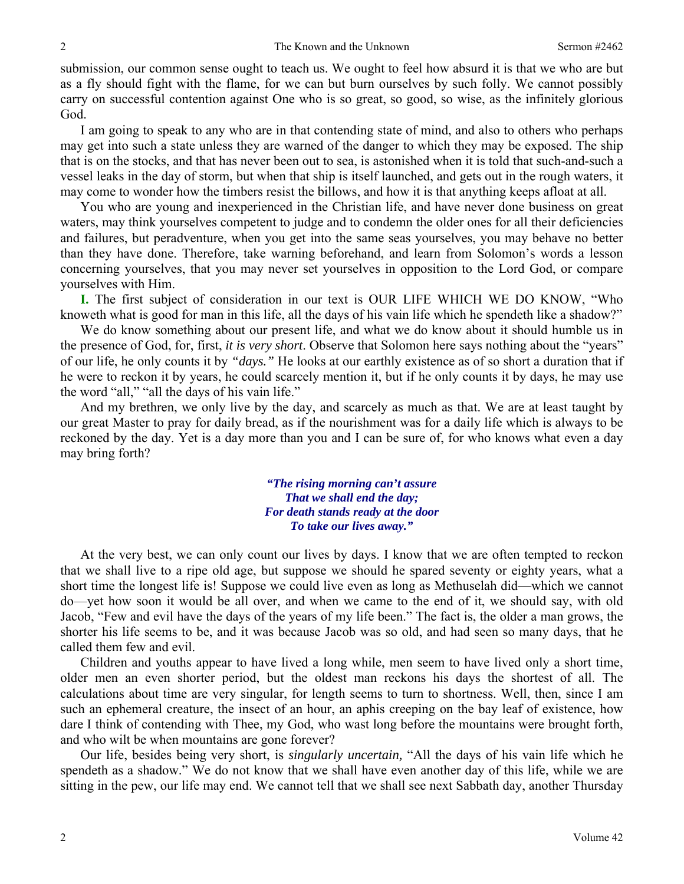submission, our common sense ought to teach us. We ought to feel how absurd it is that we who are but as a fly should fight with the flame, for we can but burn ourselves by such folly. We cannot possibly carry on successful contention against One who is so great, so good, so wise, as the infinitely glorious God.

I am going to speak to any who are in that contending state of mind, and also to others who perhaps may get into such a state unless they are warned of the danger to which they may be exposed. The ship that is on the stocks, and that has never been out to sea, is astonished when it is told that such-and-such a vessel leaks in the day of storm, but when that ship is itself launched, and gets out in the rough waters, it may come to wonder how the timbers resist the billows, and how it is that anything keeps afloat at all.

You who are young and inexperienced in the Christian life, and have never done business on great waters, may think yourselves competent to judge and to condemn the older ones for all their deficiencies and failures, but peradventure, when you get into the same seas yourselves, you may behave no better than they have done. Therefore, take warning beforehand, and learn from Solomon's words a lesson concerning yourselves, that you may never set yourselves in opposition to the Lord God, or compare yourselves with Him.

**I.** The first subject of consideration in our text is OUR LIFE WHICH WE DO KNOW, "Who knoweth what is good for man in this life, all the days of his vain life which he spendeth like a shadow?"

We do know something about our present life, and what we do know about it should humble us in the presence of God, for, first, *it is very short*. Observe that Solomon here says nothing about the "years" of our life, he only counts it by *"days."* He looks at our earthly existence as of so short a duration that if he were to reckon it by years, he could scarcely mention it, but if he only counts it by days, he may use the word "all," "all the days of his vain life."

And my brethren, we only live by the day, and scarcely as much as that. We are at least taught by our great Master to pray for daily bread, as if the nourishment was for a daily life which is always to be reckoned by the day. Yet is a day more than you and I can be sure of, for who knows what even a day may bring forth?

> ***"The rising morning can't assure***
> ***That we shall end the day;***
> ***For death stands ready at the door***
> ***To take our lives away."***

At the very best, we can only count our lives by days. I know that we are often tempted to reckon that we shall live to a ripe old age, but suppose we should he spared seventy or eighty years, what a short time the longest life is! Suppose we could live even as long as Methuselah did—which we cannot do—yet how soon it would be all over, and when we came to the end of it, we should say, with old Jacob, "Few and evil have the days of the years of my life been." The fact is, the older a man grows, the shorter his life seems to be, and it was because Jacob was so old, and had seen so many days, that he called them few and evil.

Children and youths appear to have lived a long while, men seem to have lived only a short time, older men an even shorter period, but the oldest man reckons his days the shortest of all. The calculations about time are very singular, for length seems to turn to shortness. Well, then, since I am such an ephemeral creature, the insect of an hour, an aphis creeping on the bay leaf of existence, how dare I think of contending with Thee, my God, who wast long before the mountains were brought forth, and who wilt be when mountains are gone forever?

Our life, besides being very short, is *singularly uncertain,* "All the days of his vain life which he spendeth as a shadow." We do not know that we shall have even another day of this life, while we are sitting in the pew, our life may end. We cannot tell that we shall see next Sabbath day, another Thursday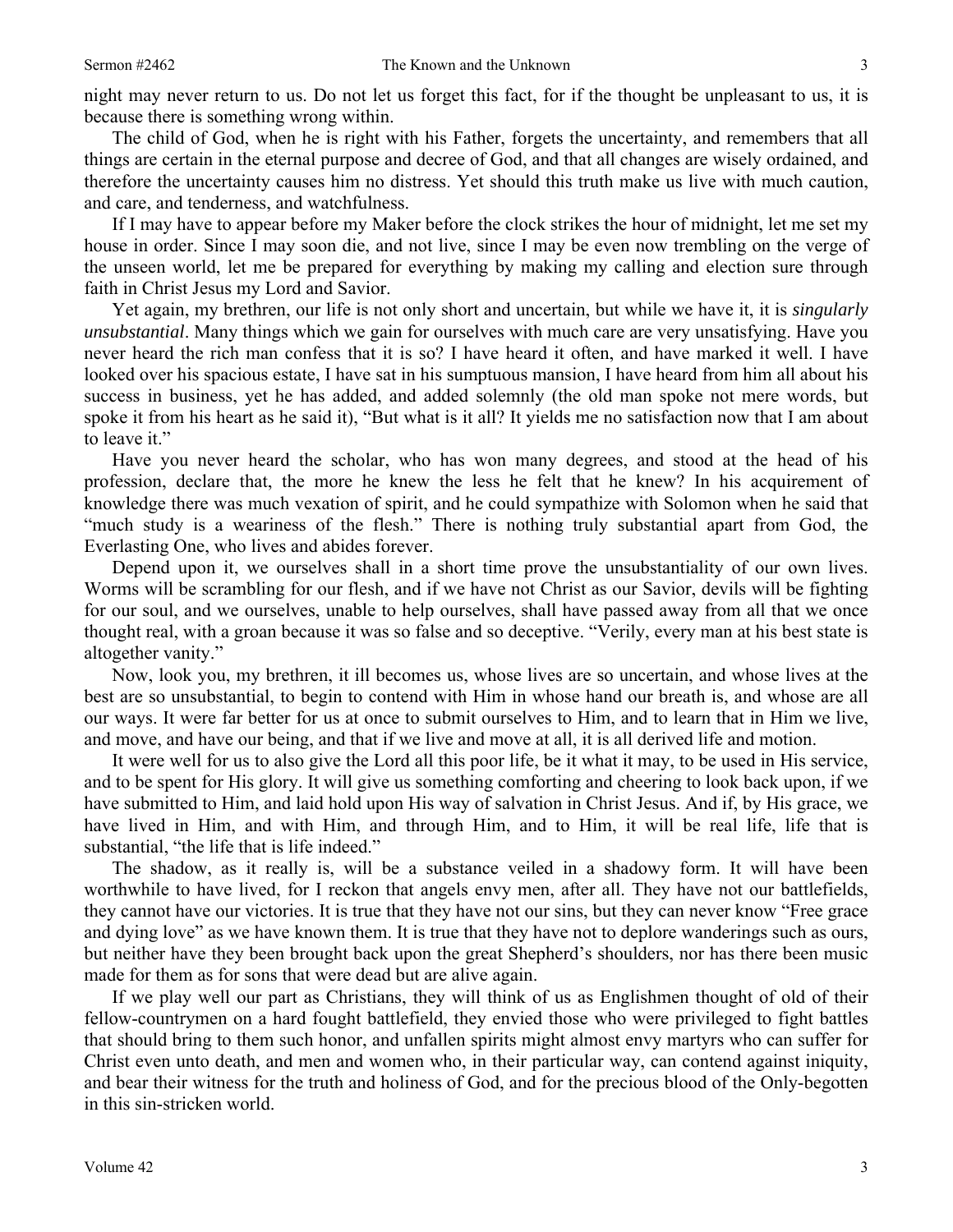night may never return to us. Do not let us forget this fact, for if the thought be unpleasant to us, it is because there is something wrong within.

The child of God, when he is right with his Father, forgets the uncertainty, and remembers that all things are certain in the eternal purpose and decree of God, and that all changes are wisely ordained, and therefore the uncertainty causes him no distress. Yet should this truth make us live with much caution, and care, and tenderness, and watchfulness.

If I may have to appear before my Maker before the clock strikes the hour of midnight, let me set my house in order. Since I may soon die, and not live, since I may be even now trembling on the verge of the unseen world, let me be prepared for everything by making my calling and election sure through faith in Christ Jesus my Lord and Savior.

Yet again, my brethren, our life is not only short and uncertain, but while we have it, it is *singularly unsubstantial*. Many things which we gain for ourselves with much care are very unsatisfying. Have you never heard the rich man confess that it is so? I have heard it often, and have marked it well. I have looked over his spacious estate, I have sat in his sumptuous mansion, I have heard from him all about his success in business, yet he has added, and added solemnly (the old man spoke not mere words, but spoke it from his heart as he said it), "But what is it all? It yields me no satisfaction now that I am about to leave it."

Have you never heard the scholar, who has won many degrees, and stood at the head of his profession, declare that, the more he knew the less he felt that he knew? In his acquirement of knowledge there was much vexation of spirit, and he could sympathize with Solomon when he said that "much study is a weariness of the flesh." There is nothing truly substantial apart from God, the Everlasting One, who lives and abides forever.

Depend upon it, we ourselves shall in a short time prove the unsubstantiality of our own lives. Worms will be scrambling for our flesh, and if we have not Christ as our Savior, devils will be fighting for our soul, and we ourselves, unable to help ourselves, shall have passed away from all that we once thought real, with a groan because it was so false and so deceptive. "Verily, every man at his best state is altogether vanity."

Now, look you, my brethren, it ill becomes us, whose lives are so uncertain, and whose lives at the best are so unsubstantial, to begin to contend with Him in whose hand our breath is, and whose are all our ways. It were far better for us at once to submit ourselves to Him, and to learn that in Him we live, and move, and have our being, and that if we live and move at all, it is all derived life and motion.

It were well for us to also give the Lord all this poor life, be it what it may, to be used in His service, and to be spent for His glory. It will give us something comforting and cheering to look back upon, if we have submitted to Him, and laid hold upon His way of salvation in Christ Jesus. And if, by His grace, we have lived in Him, and with Him, and through Him, and to Him, it will be real life, life that is substantial, "the life that is life indeed."

The shadow, as it really is, will be a substance veiled in a shadowy form. It will have been worthwhile to have lived, for I reckon that angels envy men, after all. They have not our battlefields, they cannot have our victories. It is true that they have not our sins, but they can never know "Free grace and dying love" as we have known them. It is true that they have not to deplore wanderings such as ours, but neither have they been brought back upon the great Shepherd's shoulders, nor has there been music made for them as for sons that were dead but are alive again.

If we play well our part as Christians, they will think of us as Englishmen thought of old of their fellow-countrymen on a hard fought battlefield, they envied those who were privileged to fight battles that should bring to them such honor, and unfallen spirits might almost envy martyrs who can suffer for Christ even unto death, and men and women who, in their particular way, can contend against iniquity, and bear their witness for the truth and holiness of God, and for the precious blood of the Only-begotten in this sin-stricken world.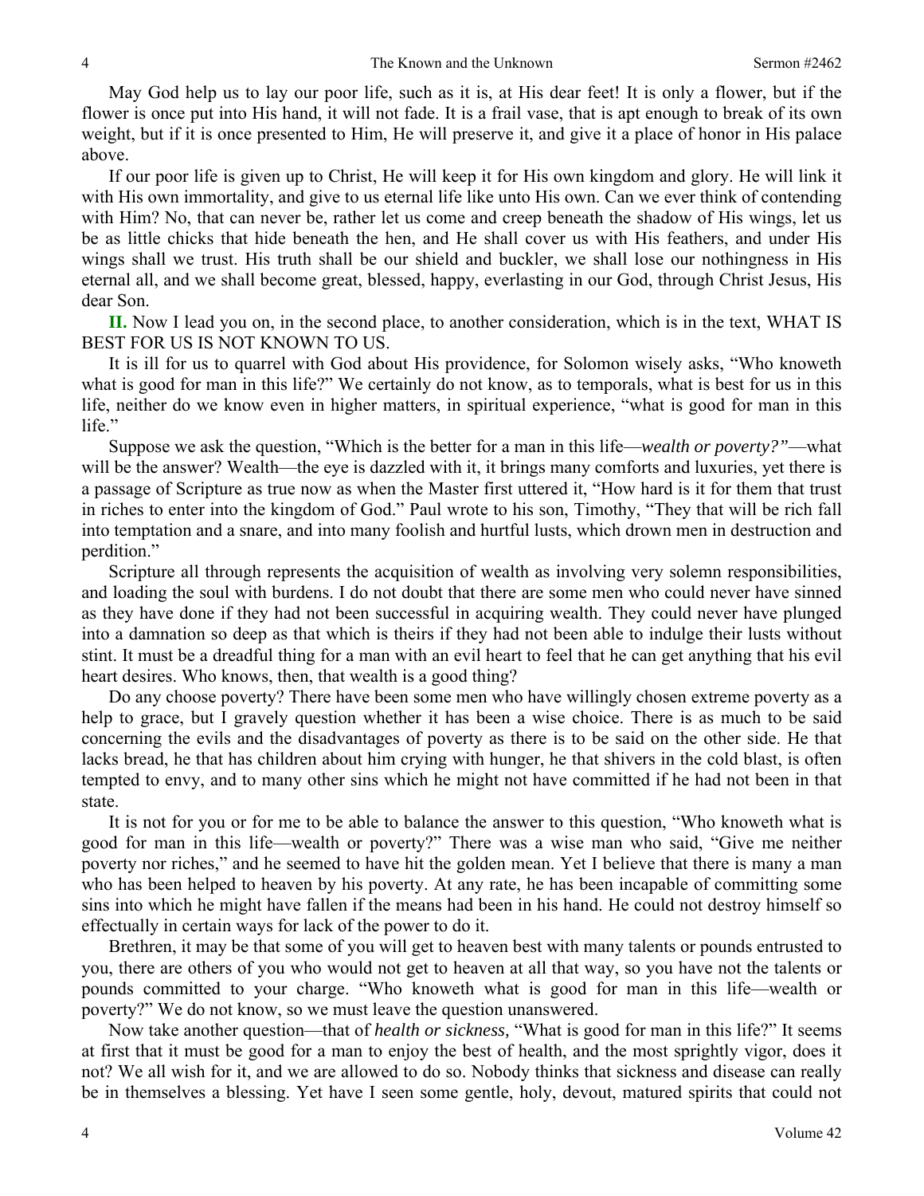May God help us to lay our poor life, such as it is, at His dear feet! It is only a flower, but if the flower is once put into His hand, it will not fade. It is a frail vase, that is apt enough to break of its own weight, but if it is once presented to Him, He will preserve it, and give it a place of honor in His palace above.

If our poor life is given up to Christ, He will keep it for His own kingdom and glory. He will link it with His own immortality, and give to us eternal life like unto His own. Can we ever think of contending with Him? No, that can never be, rather let us come and creep beneath the shadow of His wings, let us be as little chicks that hide beneath the hen, and He shall cover us with His feathers, and under His wings shall we trust. His truth shall be our shield and buckler, we shall lose our nothingness in His eternal all, and we shall become great, blessed, happy, everlasting in our God, through Christ Jesus, His dear Son.

**II.** Now I lead you on, in the second place, to another consideration, which is in the text, WHAT IS BEST FOR US IS NOT KNOWN TO US.

It is ill for us to quarrel with God about His providence, for Solomon wisely asks, "Who knoweth what is good for man in this life?" We certainly do not know, as to temporals, what is best for us in this life, neither do we know even in higher matters, in spiritual experience, "what is good for man in this life."

Suppose we ask the question, "Which is the better for a man in this life—*wealth or poverty?"*—what will be the answer? Wealth—the eye is dazzled with it, it brings many comforts and luxuries, yet there is a passage of Scripture as true now as when the Master first uttered it, "How hard is it for them that trust in riches to enter into the kingdom of God." Paul wrote to his son, Timothy, "They that will be rich fall into temptation and a snare, and into many foolish and hurtful lusts, which drown men in destruction and perdition."

Scripture all through represents the acquisition of wealth as involving very solemn responsibilities, and loading the soul with burdens. I do not doubt that there are some men who could never have sinned as they have done if they had not been successful in acquiring wealth. They could never have plunged into a damnation so deep as that which is theirs if they had not been able to indulge their lusts without stint. It must be a dreadful thing for a man with an evil heart to feel that he can get anything that his evil heart desires. Who knows, then, that wealth is a good thing?

Do any choose poverty? There have been some men who have willingly chosen extreme poverty as a help to grace, but I gravely question whether it has been a wise choice. There is as much to be said concerning the evils and the disadvantages of poverty as there is to be said on the other side. He that lacks bread, he that has children about him crying with hunger, he that shivers in the cold blast, is often tempted to envy, and to many other sins which he might not have committed if he had not been in that state.

It is not for you or for me to be able to balance the answer to this question, "Who knoweth what is good for man in this life—wealth or poverty?" There was a wise man who said, "Give me neither poverty nor riches," and he seemed to have hit the golden mean. Yet I believe that there is many a man who has been helped to heaven by his poverty. At any rate, he has been incapable of committing some sins into which he might have fallen if the means had been in his hand. He could not destroy himself so effectually in certain ways for lack of the power to do it.

Brethren, it may be that some of you will get to heaven best with many talents or pounds entrusted to you, there are others of you who would not get to heaven at all that way, so you have not the talents or pounds committed to your charge. "Who knoweth what is good for man in this life—wealth or poverty?" We do not know, so we must leave the question unanswered.

Now take another question—that of *health or sickness,* "What is good for man in this life?" It seems at first that it must be good for a man to enjoy the best of health, and the most sprightly vigor, does it not? We all wish for it, and we are allowed to do so. Nobody thinks that sickness and disease can really be in themselves a blessing. Yet have I seen some gentle, holy, devout, matured spirits that could not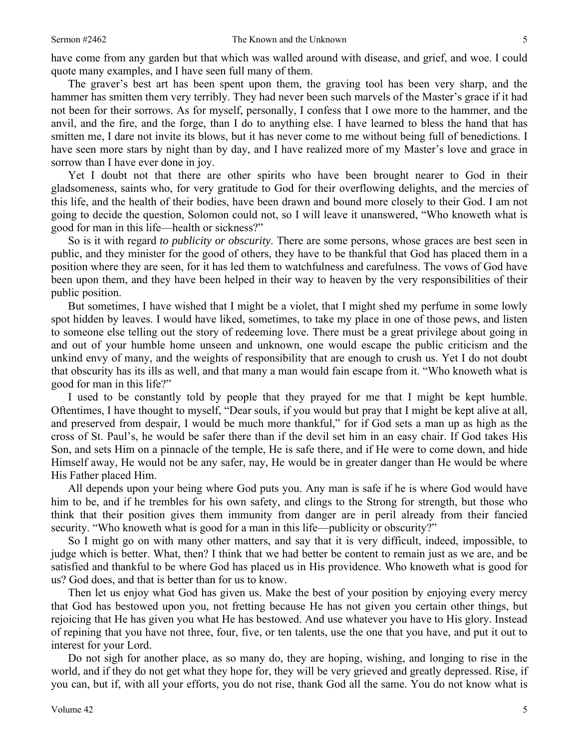have come from any garden but that which was walled around with disease, and grief, and woe. I could quote many examples, and I have seen full many of them.

The graver's best art has been spent upon them, the graving tool has been very sharp, and the hammer has smitten them very terribly. They had never been such marvels of the Master's grace if it had not been for their sorrows. As for myself, personally, I confess that I owe more to the hammer, and the anvil, and the fire, and the forge, than I do to anything else. I have learned to bless the hand that has smitten me, I dare not invite its blows, but it has never come to me without being full of benedictions. I have seen more stars by night than by day, and I have realized more of my Master's love and grace in sorrow than I have ever done in joy.

Yet I doubt not that there are other spirits who have been brought nearer to God in their gladsomeness, saints who, for very gratitude to God for their overflowing delights, and the mercies of this life, and the health of their bodies, have been drawn and bound more closely to their God. I am not going to decide the question, Solomon could not, so I will leave it unanswered, "Who knoweth what is good for man in this life—health or sickness?"

So is it with regard *to publicity or obscurity*. There are some persons, whose graces are best seen in public, and they minister for the good of others, they have to be thankful that God has placed them in a position where they are seen, for it has led them to watchfulness and carefulness. The vows of God have been upon them, and they have been helped in their way to heaven by the very responsibilities of their public position.

But sometimes, I have wished that I might be a violet, that I might shed my perfume in some lowly spot hidden by leaves. I would have liked, sometimes, to take my place in one of those pews, and listen to someone else telling out the story of redeeming love. There must be a great privilege about going in and out of your humble home unseen and unknown, one would escape the public criticism and the unkind envy of many, and the weights of responsibility that are enough to crush us. Yet I do not doubt that obscurity has its ills as well, and that many a man would fain escape from it. "Who knoweth what is good for man in this life?"

I used to be constantly told by people that they prayed for me that I might be kept humble. Oftentimes, I have thought to myself, "Dear souls, if you would but pray that I might be kept alive at all, and preserved from despair, I would be much more thankful," for if God sets a man up as high as the cross of St. Paul's, he would be safer there than if the devil set him in an easy chair. If God takes His Son, and sets Him on a pinnacle of the temple, He is safe there, and if He were to come down, and hide Himself away, He would not be any safer, nay, He would be in greater danger than He would be where His Father placed Him.

All depends upon your being where God puts you. Any man is safe if he is where God would have him to be, and if he trembles for his own safety, and clings to the Strong for strength, but those who think that their position gives them immunity from danger are in peril already from their fancied security. "Who knoweth what is good for a man in this life—publicity or obscurity?"

So I might go on with many other matters, and say that it is very difficult, indeed, impossible, to judge which is better. What, then? I think that we had better be content to remain just as we are, and be satisfied and thankful to be where God has placed us in His providence. Who knoweth what is good for us? God does, and that is better than for us to know.

Then let us enjoy what God has given us. Make the best of your position by enjoying every mercy that God has bestowed upon you, not fretting because He has not given you certain other things, but rejoicing that He has given you what He has bestowed. And use whatever you have to His glory. Instead of repining that you have not three, four, five, or ten talents, use the one that you have, and put it out to interest for your Lord.

Do not sigh for another place, as so many do, they are hoping, wishing, and longing to rise in the world, and if they do not get what they hope for, they will be very grieved and greatly depressed. Rise, if you can, but if, with all your efforts, you do not rise, thank God all the same. You do not know what is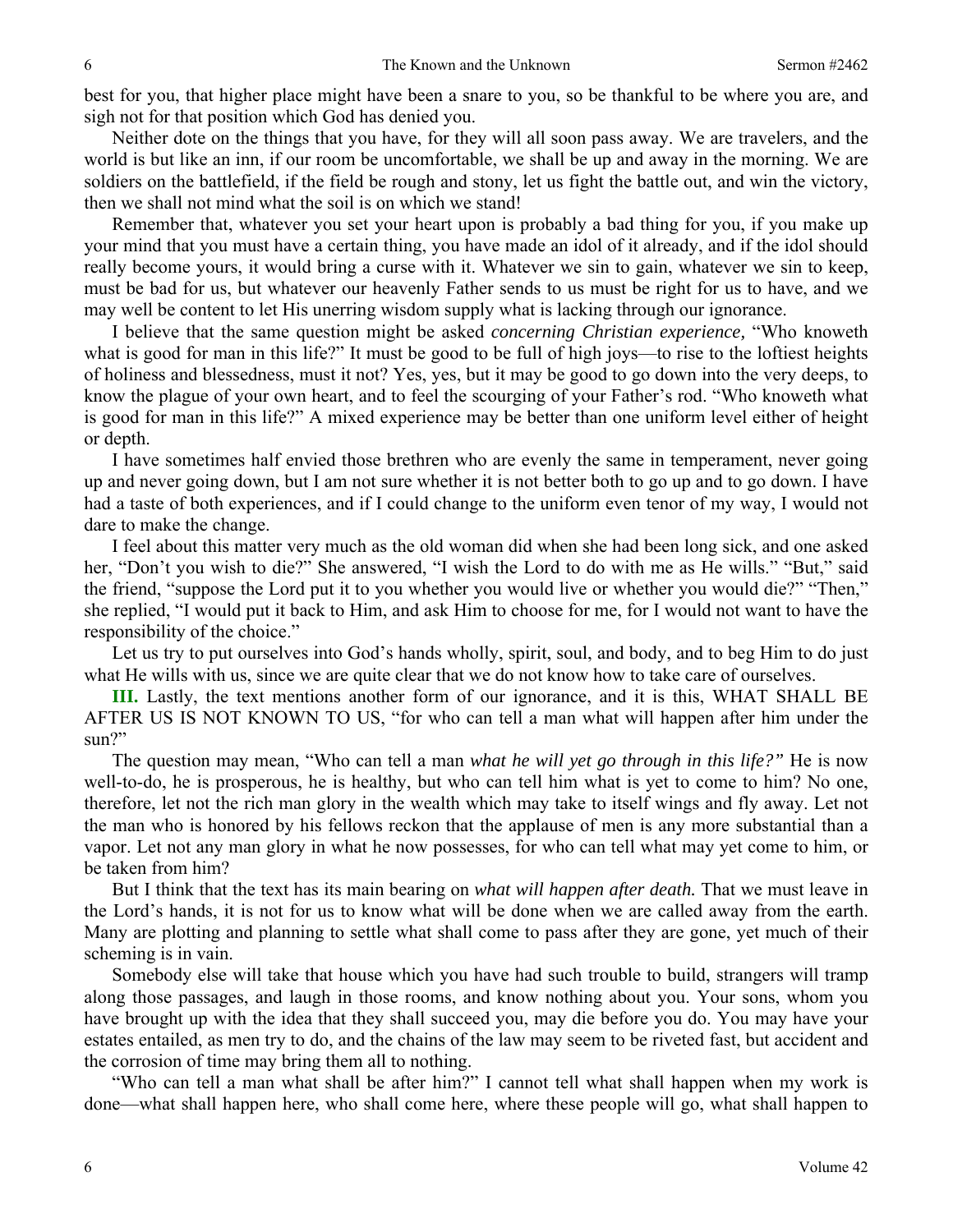best for you, that higher place might have been a snare to you, so be thankful to be where you are, and sigh not for that position which God has denied you.

Neither dote on the things that you have, for they will all soon pass away. We are travelers, and the world is but like an inn, if our room be uncomfortable, we shall be up and away in the morning. We are soldiers on the battlefield, if the field be rough and stony, let us fight the battle out, and win the victory, then we shall not mind what the soil is on which we stand!

Remember that, whatever you set your heart upon is probably a bad thing for you, if you make up your mind that you must have a certain thing, you have made an idol of it already, and if the idol should really become yours, it would bring a curse with it. Whatever we sin to gain, whatever we sin to keep, must be bad for us, but whatever our heavenly Father sends to us must be right for us to have, and we may well be content to let His unerring wisdom supply what is lacking through our ignorance.

I believe that the same question might be asked *concerning Christian experience,* "Who knoweth what is good for man in this life?" It must be good to be full of high joys—to rise to the loftiest heights of holiness and blessedness, must it not? Yes, yes, but it may be good to go down into the very deeps, to know the plague of your own heart, and to feel the scourging of your Father's rod. "Who knoweth what is good for man in this life?" A mixed experience may be better than one uniform level either of height or depth.

I have sometimes half envied those brethren who are evenly the same in temperament, never going up and never going down, but I am not sure whether it is not better both to go up and to go down. I have had a taste of both experiences, and if I could change to the uniform even tenor of my way, I would not dare to make the change.

I feel about this matter very much as the old woman did when she had been long sick, and one asked her, "Don't you wish to die?" She answered, "I wish the Lord to do with me as He wills." "But," said the friend, "suppose the Lord put it to you whether you would live or whether you would die?" "Then," she replied, "I would put it back to Him, and ask Him to choose for me, for I would not want to have the responsibility of the choice."

Let us try to put ourselves into God's hands wholly, spirit, soul, and body, and to beg Him to do just what He wills with us, since we are quite clear that we do not know how to take care of ourselves.

**III.** Lastly, the text mentions another form of our ignorance, and it is this, WHAT SHALL BE AFTER US IS NOT KNOWN TO US, "for who can tell a man what will happen after him under the sun?"

The question may mean, "Who can tell a man *what he will yet go through in this life?"* He is now well-to-do, he is prosperous, he is healthy, but who can tell him what is yet to come to him? No one, therefore, let not the rich man glory in the wealth which may take to itself wings and fly away. Let not the man who is honored by his fellows reckon that the applause of men is any more substantial than a vapor. Let not any man glory in what he now possesses, for who can tell what may yet come to him, or be taken from him?

But I think that the text has its main bearing on *what will happen after death.* That we must leave in the Lord's hands, it is not for us to know what will be done when we are called away from the earth. Many are plotting and planning to settle what shall come to pass after they are gone, yet much of their scheming is in vain.

Somebody else will take that house which you have had such trouble to build, strangers will tramp along those passages, and laugh in those rooms, and know nothing about you. Your sons, whom you have brought up with the idea that they shall succeed you, may die before you do. You may have your estates entailed, as men try to do, and the chains of the law may seem to be riveted fast, but accident and the corrosion of time may bring them all to nothing.

"Who can tell a man what shall be after him?" I cannot tell what shall happen when my work is done—what shall happen here, who shall come here, where these people will go, what shall happen to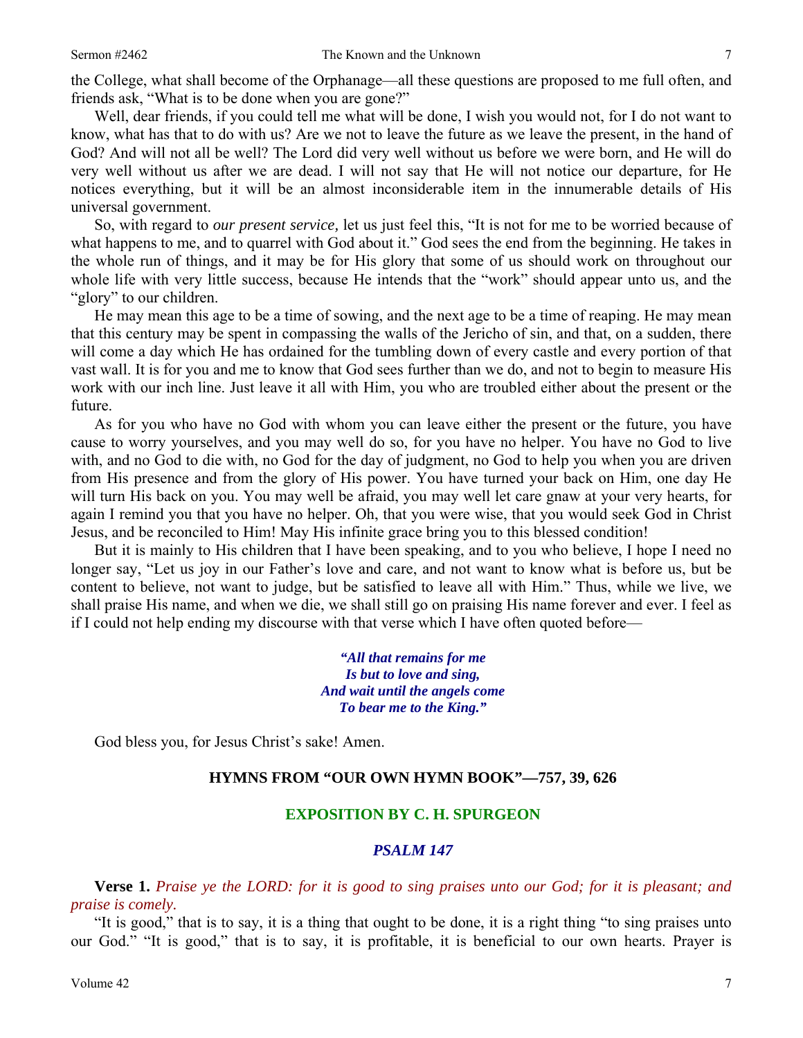the College, what shall become of the Orphanage—all these questions are proposed to me full often, and friends ask, "What is to be done when you are gone?"

Well, dear friends, if you could tell me what will be done, I wish you would not, for I do not want to know, what has that to do with us? Are we not to leave the future as we leave the present, in the hand of God? And will not all be well? The Lord did very well without us before we were born, and He will do very well without us after we are dead. I will not say that He will not notice our departure, for He notices everything, but it will be an almost inconsiderable item in the innumerable details of His universal government.

So, with regard to *our present service,* let us just feel this, "It is not for me to be worried because of what happens to me, and to quarrel with God about it." God sees the end from the beginning. He takes in the whole run of things, and it may be for His glory that some of us should work on throughout our whole life with very little success, because He intends that the "work" should appear unto us, and the "glory" to our children.

He may mean this age to be a time of sowing, and the next age to be a time of reaping. He may mean that this century may be spent in compassing the walls of the Jericho of sin, and that, on a sudden, there will come a day which He has ordained for the tumbling down of every castle and every portion of that vast wall. It is for you and me to know that God sees further than we do, and not to begin to measure His work with our inch line. Just leave it all with Him, you who are troubled either about the present or the future.

As for you who have no God with whom you can leave either the present or the future, you have cause to worry yourselves, and you may well do so, for you have no helper. You have no God to live with, and no God to die with, no God for the day of judgment, no God to help you when you are driven from His presence and from the glory of His power. You have turned your back on Him, one day He will turn His back on you. You may well be afraid, you may well let care gnaw at your very hearts, for again I remind you that you have no helper. Oh, that you were wise, that you would seek God in Christ Jesus, and be reconciled to Him! May His infinite grace bring you to this blessed condition!

But it is mainly to His children that I have been speaking, and to you who believe, I hope I need no longer say, "Let us joy in our Father's love and care, and not want to know what is before us, but be content to believe, not want to judge, but be satisfied to leave all with Him." Thus, while we live, we shall praise His name, and when we die, we shall still go on praising His name forever and ever. I feel as if I could not help ending my discourse with that verse which I have often quoted before—

> ***"All that remains for me***
> ***Is but to love and sing,***
> ***And wait until the angels come***
> ***To bear me to the King."***

God bless you, for Jesus Christ's sake! Amen.

**HYMNS FROM "OUR OWN HYMN BOOK"—757, 39, 626**

## EXPOSITION BY C. H. SPURGEON

### *PSALM 147*

**Verse 1.** *Praise ye the LORD: for it is good to sing praises unto our God; for it is pleasant; and praise is comely.*

"It is good," that is to say, it is a thing that ought to be done, it is a right thing "to sing praises unto our God." "It is good," that is to say, it is profitable, it is beneficial to our own hearts. Prayer is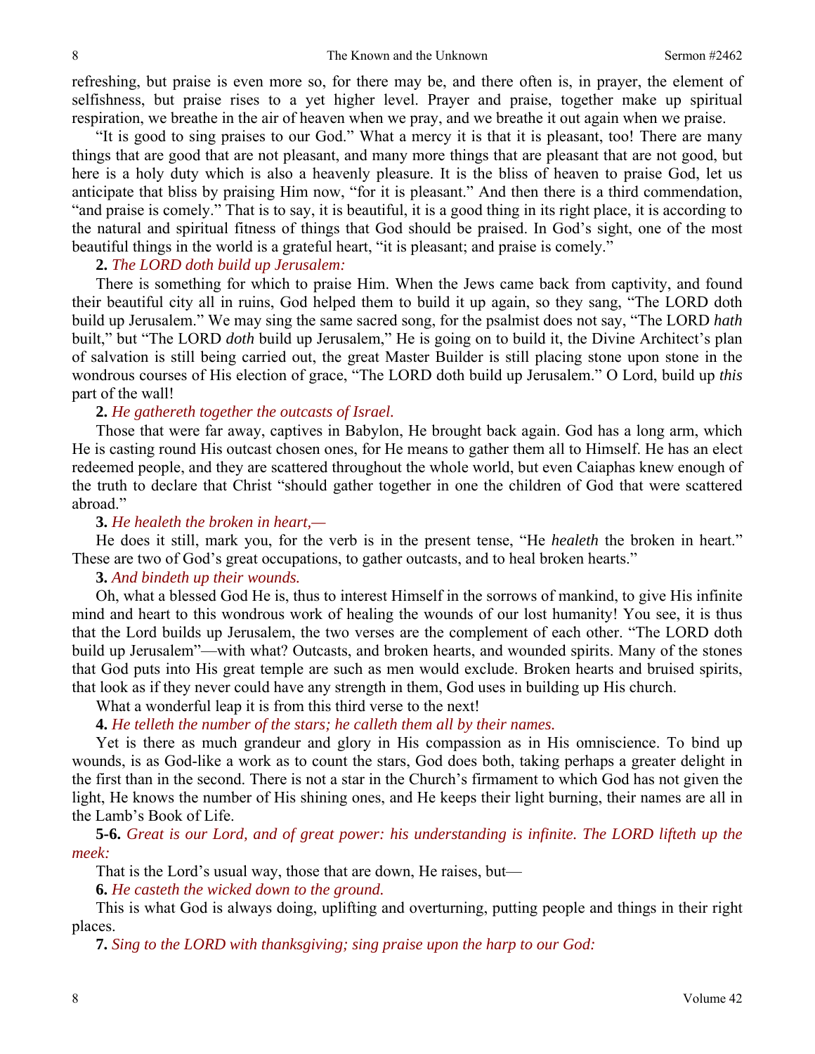refreshing, but praise is even more so, for there may be, and there often is, in prayer, the element of selfishness, but praise rises to a yet higher level. Prayer and praise, together make up spiritual respiration, we breathe in the air of heaven when we pray, and we breathe it out again when we praise.

"It is good to sing praises to our God." What a mercy it is that it is pleasant, too! There are many things that are good that are not pleasant, and many more things that are pleasant that are not good, but here is a holy duty which is also a heavenly pleasure. It is the bliss of heaven to praise God, let us anticipate that bliss by praising Him now, "for it is pleasant." And then there is a third commendation, "and praise is comely." That is to say, it is beautiful, it is a good thing in its right place, it is according to the natural and spiritual fitness of things that God should be praised. In God's sight, one of the most beautiful things in the world is a grateful heart, "it is pleasant; and praise is comely."

**2.** *The LORD doth build up Jerusalem:*

There is something for which to praise Him. When the Jews came back from captivity, and found their beautiful city all in ruins, God helped them to build it up again, so they sang, "The LORD doth build up Jerusalem." We may sing the same sacred song, for the psalmist does not say, "The LORD *hath* built," but "The LORD *doth* build up Jerusalem," He is going on to build it, the Divine Architect's plan of salvation is still being carried out, the great Master Builder is still placing stone upon stone in the wondrous courses of His election of grace, "The LORD doth build up Jerusalem." O Lord, build up *this* part of the wall!

**2.** *He gathereth together the outcasts of Israel.*

Those that were far away, captives in Babylon, He brought back again. God has a long arm, which He is casting round His outcast chosen ones, for He means to gather them all to Himself. He has an elect redeemed people, and they are scattered throughout the whole world, but even Caiaphas knew enough of the truth to declare that Christ "should gather together in one the children of God that were scattered abroad."

**3.** *He healeth the broken in heart,—*

He does it still, mark you, for the verb is in the present tense, "He *healeth* the broken in heart." These are two of God's great occupations, to gather outcasts, and to heal broken hearts."

**3.** *And bindeth up their wounds.*

Oh, what a blessed God He is, thus to interest Himself in the sorrows of mankind, to give His infinite mind and heart to this wondrous work of healing the wounds of our lost humanity! You see, it is thus that the Lord builds up Jerusalem, the two verses are the complement of each other. "The LORD doth build up Jerusalem"—with what? Outcasts, and broken hearts, and wounded spirits. Many of the stones that God puts into His great temple are such as men would exclude. Broken hearts and bruised spirits, that look as if they never could have any strength in them, God uses in building up His church.

What a wonderful leap it is from this third verse to the next!

**4.** *He telleth the number of the stars; he calleth them all by their names.*

Yet is there as much grandeur and glory in His compassion as in His omniscience. To bind up wounds, is as God-like a work as to count the stars, God does both, taking perhaps a greater delight in the first than in the second. There is not a star in the Church's firmament to which God has not given the light, He knows the number of His shining ones, and He keeps their light burning, their names are all in the Lamb's Book of Life.

**5-6.** *Great is our Lord, and of great power: his understanding is infinite. The LORD lifteth up the meek:*

That is the Lord's usual way, those that are down, He raises, but—

**6.** *He casteth the wicked down to the ground.*

This is what God is always doing, uplifting and overturning, putting people and things in their right places.

**7.** *Sing to the LORD with thanksgiving; sing praise upon the harp to our God:*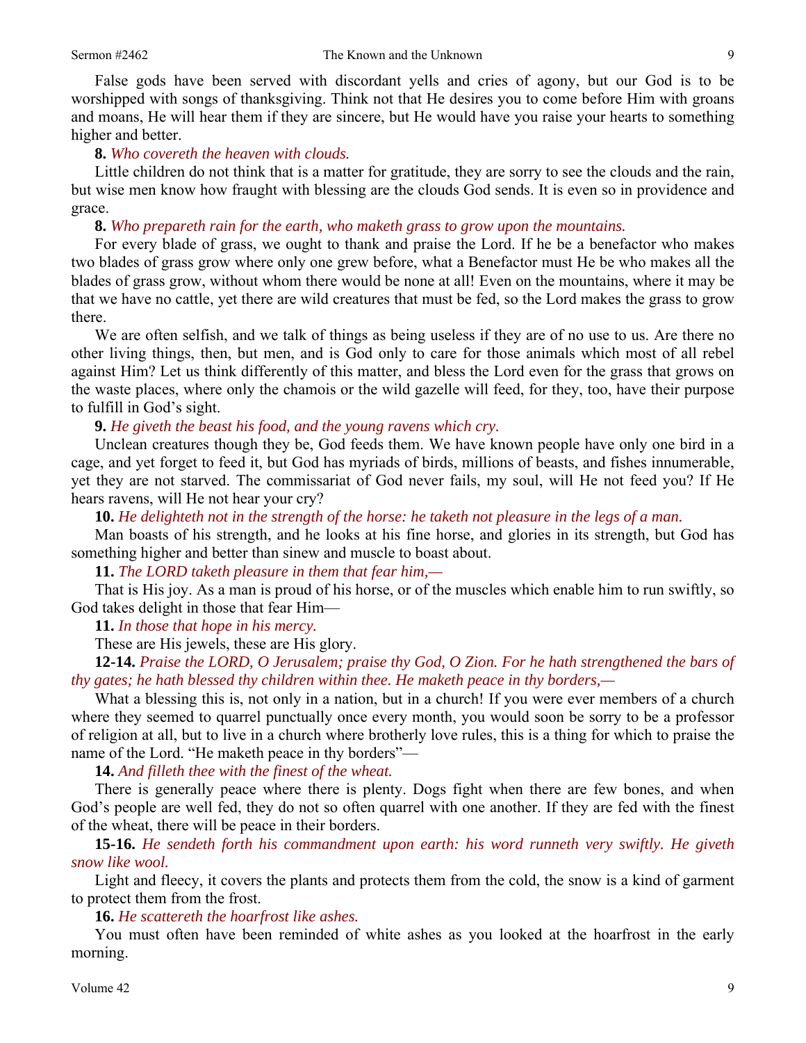False gods have been served with discordant yells and cries of agony, but our God is to be worshipped with songs of thanksgiving. Think not that He desires you to come before Him with groans and moans, He will hear them if they are sincere, but He would have you raise your hearts to something higher and better.

**8.** *Who covereth the heaven with clouds.*

Little children do not think that is a matter for gratitude, they are sorry to see the clouds and the rain, but wise men know how fraught with blessing are the clouds God sends. It is even so in providence and grace.

**8.** *Who prepareth rain for the earth, who maketh grass to grow upon the mountains.*

For every blade of grass, we ought to thank and praise the Lord. If he be a benefactor who makes two blades of grass grow where only one grew before, what a Benefactor must He be who makes all the blades of grass grow, without whom there would be none at all! Even on the mountains, where it may be that we have no cattle, yet there are wild creatures that must be fed, so the Lord makes the grass to grow there.

We are often selfish, and we talk of things as being useless if they are of no use to us. Are there no other living things, then, but men, and is God only to care for those animals which most of all rebel against Him? Let us think differently of this matter, and bless the Lord even for the grass that grows on the waste places, where only the chamois or the wild gazelle will feed, for they, too, have their purpose to fulfill in God's sight.

**9.** *He giveth the beast his food, and the young ravens which cry.*

Unclean creatures though they be, God feeds them. We have known people have only one bird in a cage, and yet forget to feed it, but God has myriads of birds, millions of beasts, and fishes innumerable, yet they are not starved. The commissariat of God never fails, my soul, will He not feed you? If He hears ravens, will He not hear your cry?

**10.** *He delighteth not in the strength of the horse: he taketh not pleasure in the legs of a man.*

Man boasts of his strength, and he looks at his fine horse, and glories in its strength, but God has something higher and better than sinew and muscle to boast about.

**11.** *The LORD taketh pleasure in them that fear him,—*

That is His joy. As a man is proud of his horse, or of the muscles which enable him to run swiftly, so God takes delight in those that fear Him—

**11.** *In those that hope in his mercy.*

These are His jewels, these are His glory.

**12-14.** *Praise the LORD, O Jerusalem; praise thy God, O Zion. For he hath strengthened the bars of thy gates; he hath blessed thy children within thee. He maketh peace in thy borders,—*

What a blessing this is, not only in a nation, but in a church! If you were ever members of a church where they seemed to quarrel punctually once every month, you would soon be sorry to be a professor of religion at all, but to live in a church where brotherly love rules, this is a thing for which to praise the name of the Lord. "He maketh peace in thy borders"—

**14.** *And filleth thee with the finest of the wheat.*

There is generally peace where there is plenty. Dogs fight when there are few bones, and when God's people are well fed, they do not so often quarrel with one another. If they are fed with the finest of the wheat, there will be peace in their borders.

**15-16.** *He sendeth forth his commandment upon earth: his word runneth very swiftly. He giveth snow like wool.*

Light and fleecy, it covers the plants and protects them from the cold, the snow is a kind of garment to protect them from the frost.

**16.** *He scattereth the hoarfrost like ashes.*

You must often have been reminded of white ashes as you looked at the hoarfrost in the early morning.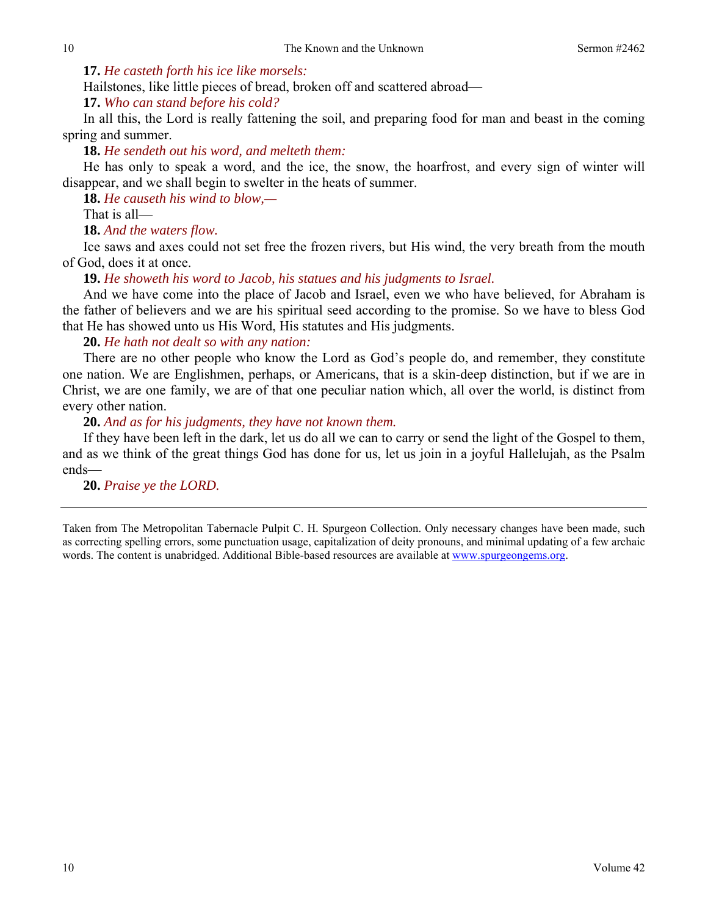**17.** *He casteth forth his ice like morsels:*

Hailstones, like little pieces of bread, broken off and scattered abroad—

**17.** *Who can stand before his cold?*

In all this, the Lord is really fattening the soil, and preparing food for man and beast in the coming spring and summer.

**18.** *He sendeth out his word, and melteth them:*

He has only to speak a word, and the ice, the snow, the hoarfrost, and every sign of winter will disappear, and we shall begin to swelter in the heats of summer.

**18.** *He causeth his wind to blow,—*

That is all—

**18.** *And the waters flow.*

Ice saws and axes could not set free the frozen rivers, but His wind, the very breath from the mouth of God, does it at once.

**19.** *He showeth his word to Jacob, his statues and his judgments to Israel.*

And we have come into the place of Jacob and Israel, even we who have believed, for Abraham is the father of believers and we are his spiritual seed according to the promise. So we have to bless God that He has showed unto us His Word, His statutes and His judgments.

**20.** *He hath not dealt so with any nation:*

There are no other people who know the Lord as God's people do, and remember, they constitute one nation. We are Englishmen, perhaps, or Americans, that is a skin-deep distinction, but if we are in Christ, we are one family, we are of that one peculiar nation which, all over the world, is distinct from every other nation.

**20.** *And as for his judgments, they have not known them.*

If they have been left in the dark, let us do all we can to carry or send the light of the Gospel to them, and as we think of the great things God has done for us, let us join in a joyful Hallelujah, as the Psalm ends—

**20.** *Praise ye the LORD.*

---

Taken from The Metropolitan Tabernacle Pulpit C. H. Spurgeon Collection. Only necessary changes have been made, such as correcting spelling errors, some punctuation usage, capitalization of deity pronouns, and minimal updating of a few archaic words. The content is unabridged. Additional Bible-based resources are available at www.spurgeongems.org.